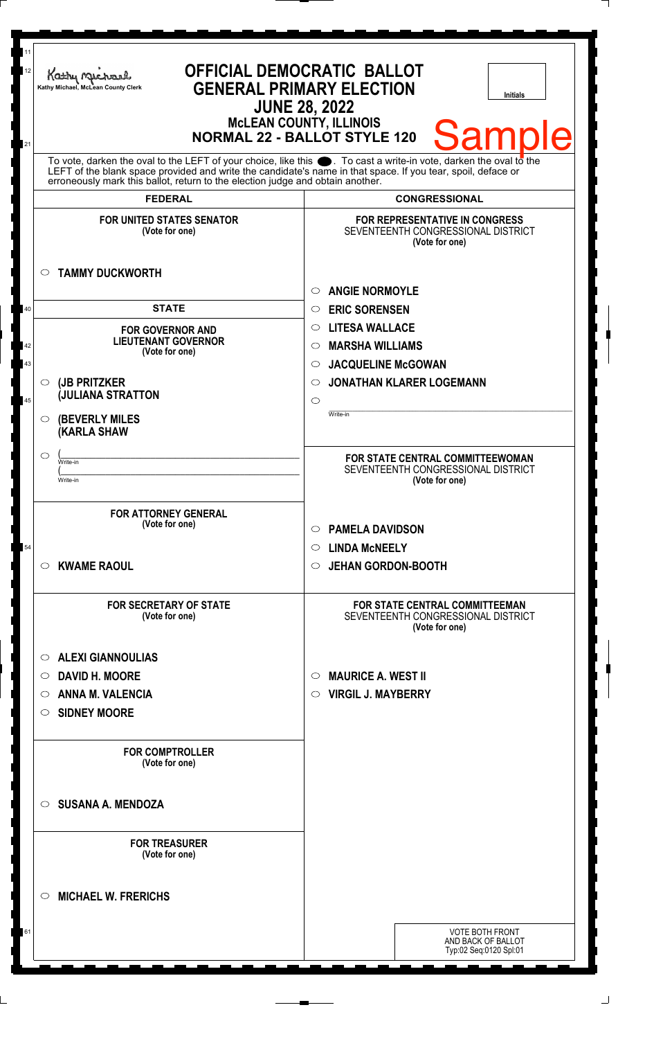Kathy Michael, McLean County Clerk

# OFFICIAL DEMOCRATIC BALLOT
## GENERAL PRIMARY ELECTION
## JUNE 28, 2022
### McLEAN COUNTY, ILLINOIS
### NORMAL 22 - BALLOT STYLE 120

Initials

Sample

To vote, darken the oval to the LEFT of your choice, like this ⬤. To cast a write-in vote, darken the oval to the LEFT of the blank space provided and write the candidate's name in that space. If you tear, spoil, deface or erroneously mark this ballot, return to the election judge and obtain another.

## FEDERAL

**FOR UNITED STATES SENATOR**
(Vote for one)

○ **TAMMY DUCKWORTH**

## STATE

**FOR GOVERNOR AND LIEUTENANT GOVERNOR**
(Vote for one)

○ **(JB PRITZKER**
**(JULIANA STRATTON**

○ **(BEVERLY MILES**
**(KARLA SHAW**

○ (______________ Write-in
(______________ Write-in

**FOR ATTORNEY GENERAL**
(Vote for one)

○ **KWAME RAOUL**

**FOR SECRETARY OF STATE**
(Vote for one)

○ **ALEXI GIANNOULIAS**
○ **DAVID H. MOORE**
○ **ANNA M. VALENCIA**
○ **SIDNEY MOORE**

**FOR COMPTROLLER**
(Vote for one)

○ **SUSANA A. MENDOZA**

**FOR TREASURER**
(Vote for one)

○ **MICHAEL W. FRERICHS**

## CONGRESSIONAL

**FOR REPRESENTATIVE IN CONGRESS**
SEVENTEENTH CONGRESSIONAL DISTRICT
(Vote for one)

○ **ANGIE NORMOYLE**
○ **ERIC SORENSEN**
○ **LITESA WALLACE**
○ **MARSHA WILLIAMS**
○ **JACQUELINE McGOWAN**
○ **JONATHAN KLARER LOGEMANN**
○ ______________ Write-in

**FOR STATE CENTRAL COMMITTEEWOMAN**
SEVENTEENTH CONGRESSIONAL DISTRICT
(Vote for one)

○ **PAMELA DAVIDSON**
○ **LINDA McNEELY**
○ **JEHAN GORDON-BOOTH**

**FOR STATE CENTRAL COMMITTEEMAN**
SEVENTEENTH CONGRESSIONAL DISTRICT
(Vote for one)

○ **MAURICE A. WEST II**
○ **VIRGIL J. MAYBERRY**

VOTE BOTH FRONT AND BACK OF BALLOT
Typ:02 Seq:0120 Spl:01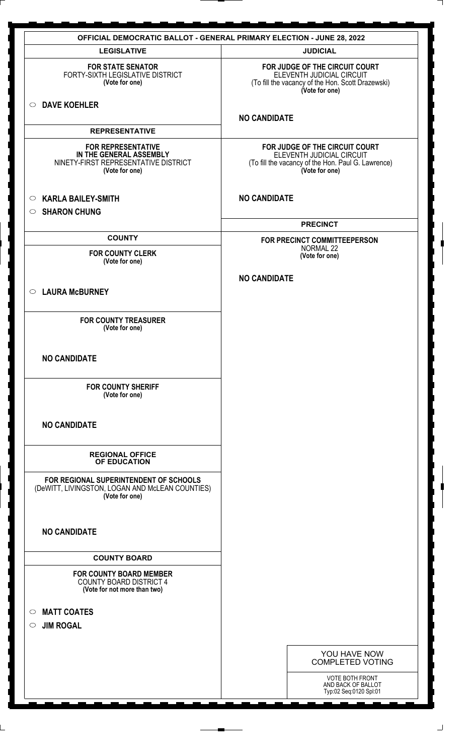## OFFICIAL DEMOCRATIC BALLOT - GENERAL PRIMARY ELECTION - JUNE 28, 2022

### LEGISLATIVE

**FOR STATE SENATOR**
FORTY-SIXTH LEGISLATIVE DISTRICT
**(Vote for one)**

○ **DAVE KOEHLER**

### REPRESENTATIVE

**FOR REPRESENTATIVE IN THE GENERAL ASSEMBLY**
NINETY-FIRST REPRESENTATIVE DISTRICT
**(Vote for one)**

○ **KARLA BAILEY-SMITH**
○ **SHARON CHUNG**

### COUNTY

**FOR COUNTY CLERK**
**(Vote for one)**

○ **LAURA McBURNEY**

**FOR COUNTY TREASURER**
**(Vote for one)**

**NO CANDIDATE**

**FOR COUNTY SHERIFF**
**(Vote for one)**

**NO CANDIDATE**

### REGIONAL OFFICE OF EDUCATION

**FOR REGIONAL SUPERINTENDENT OF SCHOOLS**
(DeWITT, LIVINGSTON, LOGAN AND McLEAN COUNTIES)
**(Vote for one)**

**NO CANDIDATE**

### COUNTY BOARD

**FOR COUNTY BOARD MEMBER**
COUNTY BOARD DISTRICT 4
**(Vote for not more than two)**

○ **MATT COATES**
○ **JIM ROGAL**

### JUDICIAL

**FOR JUDGE OF THE CIRCUIT COURT**
ELEVENTH JUDICIAL CIRCUIT
(To fill the vacancy of the Hon. Scott Drazewski)
**(Vote for one)**

**NO CANDIDATE**

**FOR JUDGE OF THE CIRCUIT COURT**
ELEVENTH JUDICIAL CIRCUIT
(To fill the vacancy of the Hon. Paul G. Lawrence)
**(Vote for one)**

**NO CANDIDATE**

### PRECINCT

**FOR PRECINCT COMMITTEEPERSON**
NORMAL 22
**(Vote for one)**

**NO CANDIDATE**

YOU HAVE NOW COMPLETED VOTING

VOTE BOTH FRONT AND BACK OF BALLOT
Typ:02 Seq:0120 Spl:01